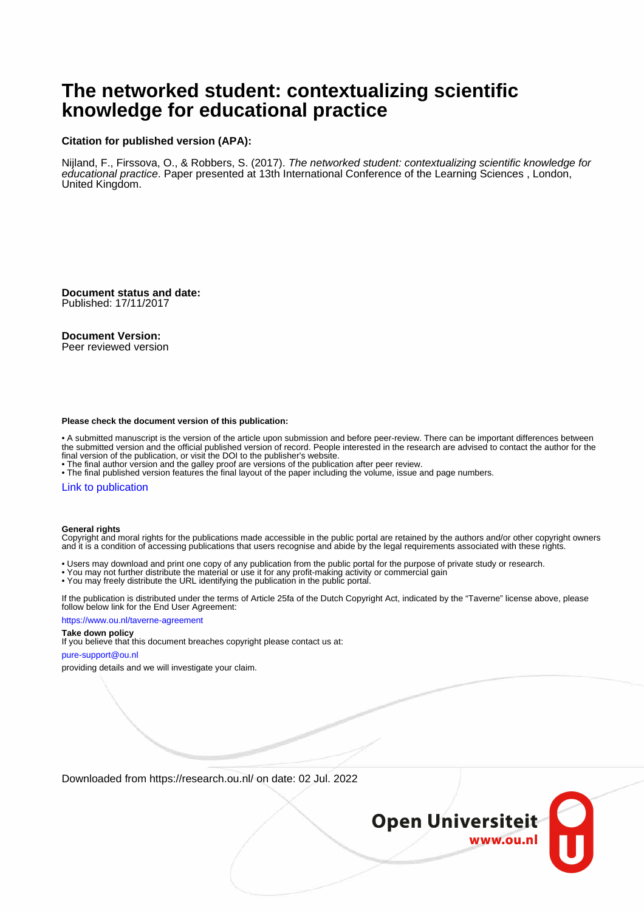# The networked student: contextualizing scientific knowledge for educational practice

**Citation for published version (APA):**

Nijland, F., Firssova, O., & Robbers, S. (2017). *The networked student: contextualizing scientific knowledge for educational practice*. Paper presented at 13th International Conference of the Learning Sciences , London, United Kingdom.

**Document status and date:**
Published: 17/11/2017

**Document Version:**
Peer reviewed version

**Please check the document version of this publication:**

• A submitted manuscript is the version of the article upon submission and before peer-review. There can be important differences between the submitted version and the official published version of record. People interested in the research are advised to contact the author for the final version of the publication, or visit the DOI to the publisher's website.
• The final author version and the galley proof are versions of the publication after peer review.
• The final published version features the final layout of the paper including the volume, issue and page numbers.

Link to publication

**General rights**
Copyright and moral rights for the publications made accessible in the public portal are retained by the authors and/or other copyright owners and it is a condition of accessing publications that users recognise and abide by the legal requirements associated with these rights.

• Users may download and print one copy of any publication from the public portal for the purpose of private study or research.
• You may not further distribute the material or use it for any profit-making activity or commercial gain
• You may freely distribute the URL identifying the publication in the public portal.

If the publication is distributed under the terms of Article 25fa of the Dutch Copyright Act, indicated by the "Taverne" license above, please follow below link for the End User Agreement:

https://www.ou.nl/taverne-agreement

**Take down policy**
If you believe that this document breaches copyright please contact us at:

pure-support@ou.nl

providing details and we will investigate your claim.

Downloaded from https://research.ou.nl/ on date: 02 Jul. 2022

Open Universiteit
www.ou.nl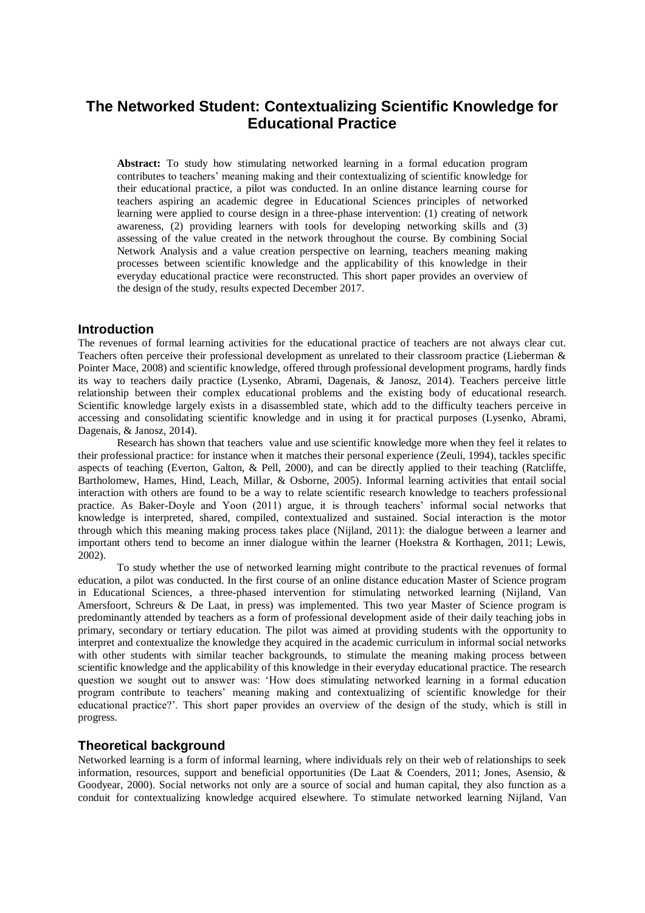# The Networked Student: Contextualizing Scientific Knowledge for Educational Practice

**Abstract:** To study how stimulating networked learning in a formal education program contributes to teachers' meaning making and their contextualizing of scientific knowledge for their educational practice, a pilot was conducted. In an online distance learning course for teachers aspiring an academic degree in Educational Sciences principles of networked learning were applied to course design in a three-phase intervention: (1) creating of network awareness, (2) providing learners with tools for developing networking skills and (3) assessing of the value created in the network throughout the course. By combining Social Network Analysis and a value creation perspective on learning, teachers meaning making processes between scientific knowledge and the applicability of this knowledge in their everyday educational practice were reconstructed. This short paper provides an overview of the design of the study, results expected December 2017.

## Introduction

The revenues of formal learning activities for the educational practice of teachers are not always clear cut. Teachers often perceive their professional development as unrelated to their classroom practice (Lieberman & Pointer Mace, 2008) and scientific knowledge, offered through professional development programs, hardly finds its way to teachers daily practice (Lysenko, Abrami, Dagenais, & Janosz, 2014). Teachers perceive little relationship between their complex educational problems and the existing body of educational research. Scientific knowledge largely exists in a disassembled state, which add to the difficulty teachers perceive in accessing and consolidating scientific knowledge and in using it for practical purposes (Lysenko, Abrami, Dagenais, & Janosz, 2014).

Research has shown that teachers value and use scientific knowledge more when they feel it relates to their professional practice: for instance when it matches their personal experience (Zeuli, 1994), tackles specific aspects of teaching (Everton, Galton, & Pell, 2000), and can be directly applied to their teaching (Ratcliffe, Bartholomew, Hames, Hind, Leach, Millar, & Osborne, 2005). Informal learning activities that entail social interaction with others are found to be a way to relate scientific research knowledge to teachers professional practice. As Baker-Doyle and Yoon (2011) argue, it is through teachers' informal social networks that knowledge is interpreted, shared, compiled, contextualized and sustained. Social interaction is the motor through which this meaning making process takes place (Nijland, 2011): the dialogue between a learner and important others tend to become an inner dialogue within the learner (Hoekstra & Korthagen, 2011; Lewis, 2002).

To study whether the use of networked learning might contribute to the practical revenues of formal education, a pilot was conducted. In the first course of an online distance education Master of Science program in Educational Sciences, a three-phased intervention for stimulating networked learning (Nijland, Van Amersfoort, Schreurs & De Laat, in press) was implemented. This two year Master of Science program is predominantly attended by teachers as a form of professional development aside of their daily teaching jobs in primary, secondary or tertiary education. The pilot was aimed at providing students with the opportunity to interpret and contextualize the knowledge they acquired in the academic curriculum in informal social networks with other students with similar teacher backgrounds, to stimulate the meaning making process between scientific knowledge and the applicability of this knowledge in their everyday educational practice. The research question we sought out to answer was: 'How does stimulating networked learning in a formal education program contribute to teachers' meaning making and contextualizing of scientific knowledge for their educational practice?'. This short paper provides an overview of the design of the study, which is still in progress.

## Theoretical background

Networked learning is a form of informal learning, where individuals rely on their web of relationships to seek information, resources, support and beneficial opportunities (De Laat & Coenders, 2011; Jones, Asensio, & Goodyear, 2000). Social networks not only are a source of social and human capital, they also function as a conduit for contextualizing knowledge acquired elsewhere. To stimulate networked learning Nijland, Van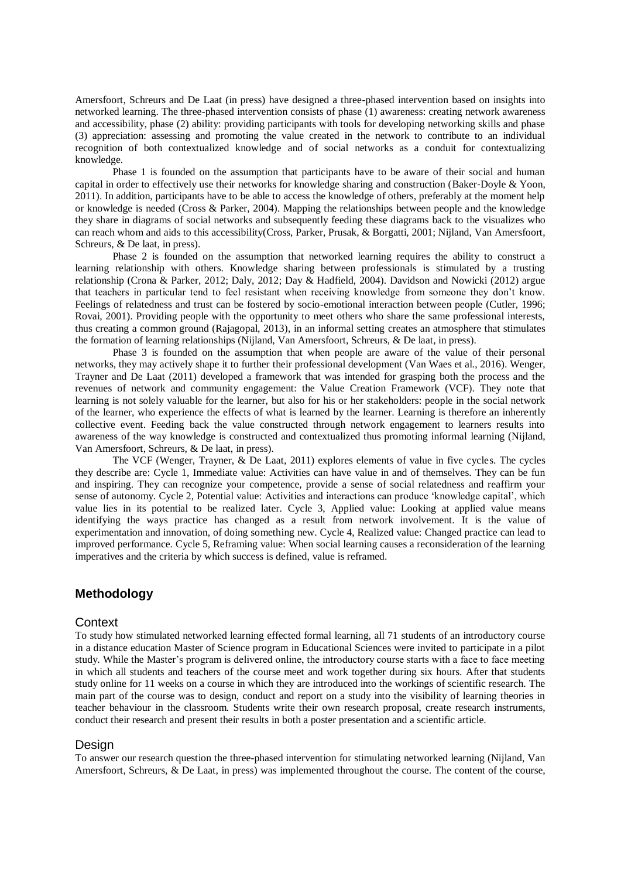Amersfoort, Schreurs and De Laat (in press) have designed a three-phased intervention based on insights into networked learning. The three-phased intervention consists of phase (1) awareness: creating network awareness and accessibility, phase (2) ability: providing participants with tools for developing networking skills and phase (3) appreciation: assessing and promoting the value created in the network to contribute to an individual recognition of both contextualized knowledge and of social networks as a conduit for contextualizing knowledge.

Phase 1 is founded on the assumption that participants have to be aware of their social and human capital in order to effectively use their networks for knowledge sharing and construction (Baker-Doyle & Yoon, 2011). In addition, participants have to be able to access the knowledge of others, preferably at the moment help or knowledge is needed (Cross & Parker, 2004). Mapping the relationships between people and the knowledge they share in diagrams of social networks and subsequently feeding these diagrams back to the visualizes who can reach whom and aids to this accessibility(Cross, Parker, Prusak, & Borgatti, 2001; Nijland, Van Amersfoort, Schreurs, & De laat, in press).

Phase 2 is founded on the assumption that networked learning requires the ability to construct a learning relationship with others. Knowledge sharing between professionals is stimulated by a trusting relationship (Crona & Parker, 2012; Daly, 2012; Day & Hadfield, 2004). Davidson and Nowicki (2012) argue that teachers in particular tend to feel resistant when receiving knowledge from someone they don't know. Feelings of relatedness and trust can be fostered by socio-emotional interaction between people (Cutler, 1996; Rovai, 2001). Providing people with the opportunity to meet others who share the same professional interests, thus creating a common ground (Rajagopal, 2013), in an informal setting creates an atmosphere that stimulates the formation of learning relationships (Nijland, Van Amersfoort, Schreurs, & De laat, in press).

Phase 3 is founded on the assumption that when people are aware of the value of their personal networks, they may actively shape it to further their professional development (Van Waes et al., 2016). Wenger, Trayner and De Laat (2011) developed a framework that was intended for grasping both the process and the revenues of network and community engagement: the Value Creation Framework (VCF). They note that learning is not solely valuable for the learner, but also for his or her stakeholders: people in the social network of the learner, who experience the effects of what is learned by the learner. Learning is therefore an inherently collective event. Feeding back the value constructed through network engagement to learners results into awareness of the way knowledge is constructed and contextualized thus promoting informal learning (Nijland, Van Amersfoort, Schreurs, & De laat, in press).

The VCF (Wenger, Trayner, & De Laat, 2011) explores elements of value in five cycles. The cycles they describe are: Cycle 1, Immediate value: Activities can have value in and of themselves. They can be fun and inspiring. They can recognize your competence, provide a sense of social relatedness and reaffirm your sense of autonomy. Cycle 2, Potential value: Activities and interactions can produce 'knowledge capital', which value lies in its potential to be realized later. Cycle 3, Applied value: Looking at applied value means identifying the ways practice has changed as a result from network involvement. It is the value of experimentation and innovation, of doing something new. Cycle 4, Realized value: Changed practice can lead to improved performance. Cycle 5, Reframing value: When social learning causes a reconsideration of the learning imperatives and the criteria by which success is defined, value is reframed.

## Methodology

### Context

To study how stimulated networked learning effected formal learning, all 71 students of an introductory course in a distance education Master of Science program in Educational Sciences were invited to participate in a pilot study. While the Master's program is delivered online, the introductory course starts with a face to face meeting in which all students and teachers of the course meet and work together during six hours. After that students study online for 11 weeks on a course in which they are introduced into the workings of scientific research. The main part of the course was to design, conduct and report on a study into the visibility of learning theories in teacher behaviour in the classroom. Students write their own research proposal, create research instruments, conduct their research and present their results in both a poster presentation and a scientific article.

### Design

To answer our research question the three-phased intervention for stimulating networked learning (Nijland, Van Amersfoort, Schreurs, & De Laat, in press) was implemented throughout the course. The content of the course,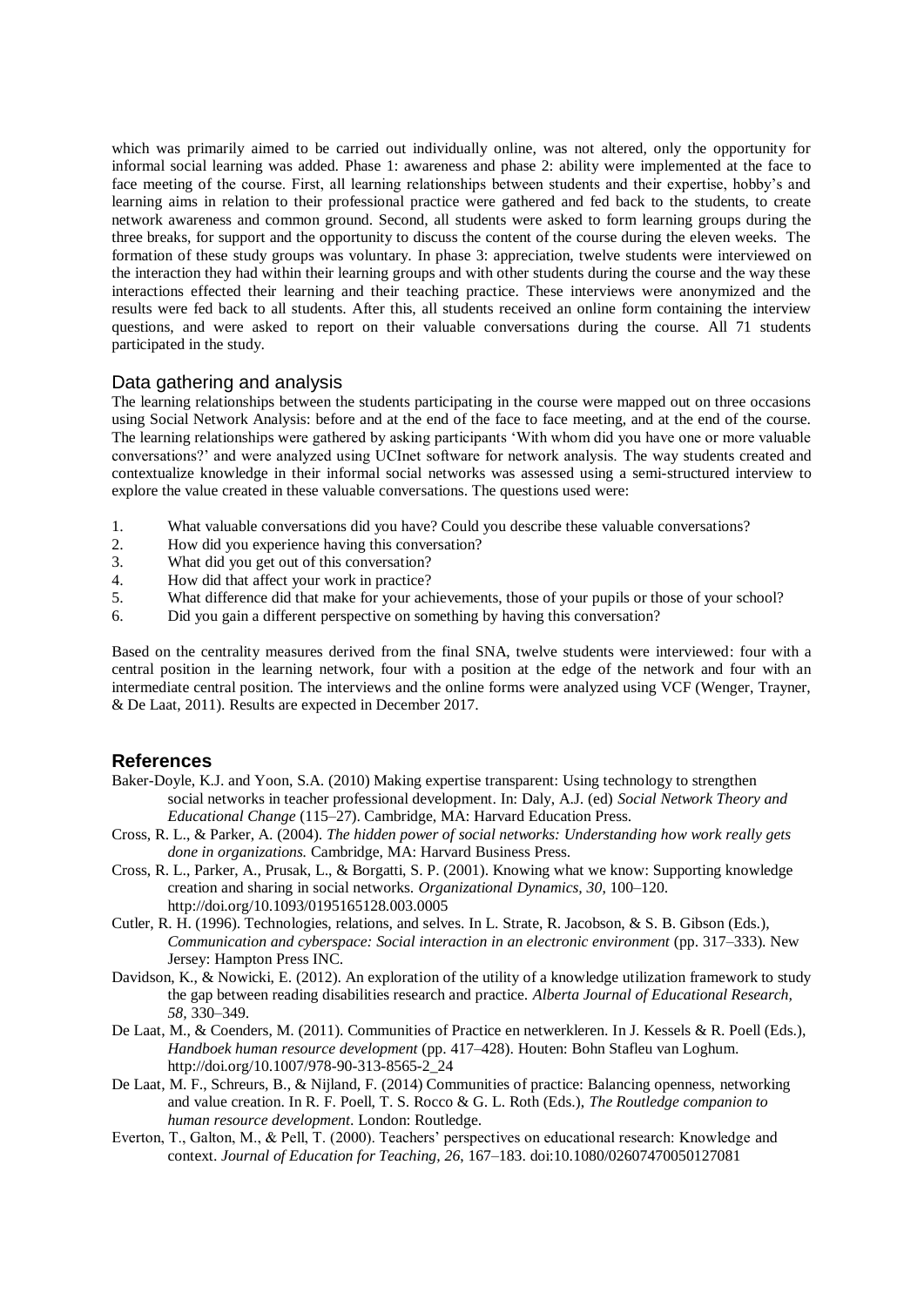which was primarily aimed to be carried out individually online, was not altered, only the opportunity for informal social learning was added. Phase 1: awareness and phase 2: ability were implemented at the face to face meeting of the course. First, all learning relationships between students and their expertise, hobby's and learning aims in relation to their professional practice were gathered and fed back to the students, to create network awareness and common ground. Second, all students were asked to form learning groups during the three breaks, for support and the opportunity to discuss the content of the course during the eleven weeks. The formation of these study groups was voluntary. In phase 3: appreciation, twelve students were interviewed on the interaction they had within their learning groups and with other students during the course and the way these interactions effected their learning and their teaching practice. These interviews were anonymized and the results were fed back to all students. After this, all students received an online form containing the interview questions, and were asked to report on their valuable conversations during the course. All 71 students participated in the study.

## Data gathering and analysis

The learning relationships between the students participating in the course were mapped out on three occasions using Social Network Analysis: before and at the end of the face to face meeting, and at the end of the course. The learning relationships were gathered by asking participants 'With whom did you have one or more valuable conversations?' and were analyzed using UCInet software for network analysis. The way students created and contextualize knowledge in their informal social networks was assessed using a semi-structured interview to explore the value created in these valuable conversations. The questions used were:

1. What valuable conversations did you have? Could you describe these valuable conversations?
2. How did you experience having this conversation?
3. What did you get out of this conversation?
4. How did that affect your work in practice?
5. What difference did that make for your achievements, those of your pupils or those of your school?
6. Did you gain a different perspective on something by having this conversation?

Based on the centrality measures derived from the final SNA, twelve students were interviewed: four with a central position in the learning network, four with a position at the edge of the network and four with an intermediate central position. The interviews and the online forms were analyzed using VCF (Wenger, Trayner, & De Laat, 2011). Results are expected in December 2017.

# References

Baker-Doyle, K.J. and Yoon, S.A. (2010) Making expertise transparent: Using technology to strengthen social networks in teacher professional development. In: Daly, A.J. (ed) *Social Network Theory and Educational Change* (115–27). Cambridge, MA: Harvard Education Press.

Cross, R. L., & Parker, A. (2004). *The hidden power of social networks: Understanding how work really gets done in organizations.* Cambridge, MA: Harvard Business Press.

Cross, R. L., Parker, A., Prusak, L., & Borgatti, S. P. (2001). Knowing what we know: Supporting knowledge creation and sharing in social networks. *Organizational Dynamics, 30*, 100–120. http://doi.org/10.1093/0195165128.003.0005

Cutler, R. H. (1996). Technologies, relations, and selves. In L. Strate, R. Jacobson, & S. B. Gibson (Eds.), *Communication and cyberspace: Social interaction in an electronic environment* (pp. 317–333). New Jersey: Hampton Press INC.

Davidson, K., & Nowicki, E. (2012). An exploration of the utility of a knowledge utilization framework to study the gap between reading disabilities research and practice. *Alberta Journal of Educational Research, 58,* 330–349.

De Laat, M., & Coenders, M. (2011). Communities of Practice en netwerkleren. In J. Kessels & R. Poell (Eds.), *Handboek human resource development* (pp. 417–428). Houten: Bohn Stafleu van Loghum. http://doi.org/10.1007/978-90-313-8565-2_24

De Laat, M. F., Schreurs, B., & Nijland, F. (2014) Communities of practice: Balancing openness, networking and value creation. In R. F. Poell, T. S. Rocco & G. L. Roth (Eds.), *The Routledge companion to human resource development*. London: Routledge.

Everton, T., Galton, M., & Pell, T. (2000). Teachers' perspectives on educational research: Knowledge and context. *Journal of Education for Teaching, 26*, 167–183. doi:10.1080/02607470050127081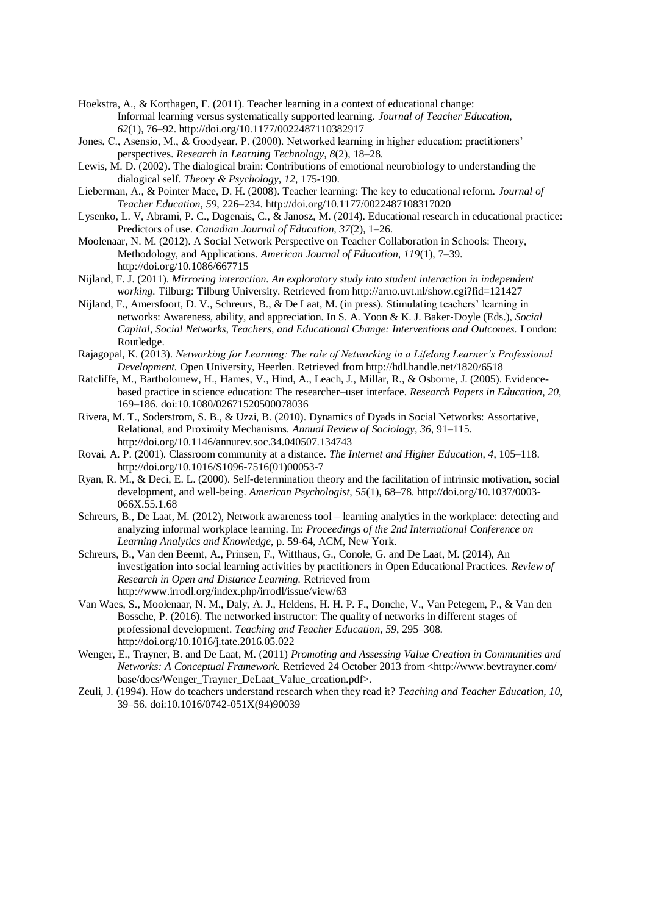Hoekstra, A., & Korthagen, F. (2011). Teacher learning in a context of educational change: Informal learning versus systematically supported learning. *Journal of Teacher Education*, *62*(1), 76–92. http://doi.org/10.1177/0022487110382917

Jones, C., Asensio, M., & Goodyear, P. (2000). Networked learning in higher education: practitioners' perspectives. *Research in Learning Technology, 8*(2), 18–28.

Lewis, M. D. (2002). The dialogical brain: Contributions of emotional neurobiology to understanding the dialogical self. *Theory & Psychology, 12*, 175-190.

Lieberman, A., & Pointer Mace, D. H. (2008). Teacher learning: The key to educational reform. *Journal of Teacher Education, 59*, 226–234. http://doi.org/10.1177/0022487108317020

Lysenko, L. V, Abrami, P. C., Dagenais, C., & Janosz, M. (2014). Educational research in educational practice: Predictors of use. *Canadian Journal of Education*, *37*(2), 1–26.

Moolenaar, N. M. (2012). A Social Network Perspective on Teacher Collaboration in Schools: Theory, Methodology, and Applications. *American Journal of Education*, *119*(1), 7–39. http://doi.org/10.1086/667715

Nijland, F. J. (2011). *Mirroring interaction. An exploratory study into student interaction in independent working.* Tilburg: Tilburg University. Retrieved from http://arno.uvt.nl/show.cgi?fid=121427

Nijland, F., Amersfoort, D. V., Schreurs, B., & De Laat, M. (in press). Stimulating teachers' learning in networks: Awareness, ability, and appreciation. In S. A. Yoon & K. J. Baker-Doyle (Eds.), *Social Capital, Social Networks, Teachers, and Educational Change: Interventions and Outcomes.* London: Routledge.

Rajagopal, K. (2013). *Networking for Learning: The role of Networking in a Lifelong Learner's Professional Development.* Open University, Heerlen. Retrieved from http://hdl.handle.net/1820/6518

Ratcliffe, M., Bartholomew, H., Hames, V., Hind, A., Leach, J., Millar, R., & Osborne, J. (2005). Evidence-based practice in science education: The researcher–user interface. *Research Papers in Education, 20*, 169–186. doi:10.1080/02671520500078036

Rivera, M. T., Soderstrom, S. B., & Uzzi, B. (2010). Dynamics of Dyads in Social Networks: Assortative, Relational, and Proximity Mechanisms. *Annual Review of Sociology*, *36*, 91–115. http://doi.org/10.1146/annurev.soc.34.040507.134743

Rovai, A. P. (2001). Classroom community at a distance. *The Internet and Higher Education, 4*, 105–118. http://doi.org/10.1016/S1096-7516(01)00053-7

Ryan, R. M., & Deci, E. L. (2000). Self-determination theory and the facilitation of intrinsic motivation, social development, and well-being. *American Psychologist*, *55*(1), 68–78. http://doi.org/10.1037/0003-066X.55.1.68

Schreurs, B., De Laat, M. (2012), Network awareness tool – learning analytics in the workplace: detecting and analyzing informal workplace learning. In: *Proceedings of the 2nd International Conference on Learning Analytics and Knowledge*, p. 59-64, ACM, New York.

Schreurs, B., Van den Beemt, A., Prinsen, F., Witthaus, G., Conole, G. and De Laat, M. (2014), An investigation into social learning activities by practitioners in Open Educational Practices. *Review of Research in Open and Distance Learning.* Retrieved from http://www.irrodl.org/index.php/irrodl/issue/view/63

Van Waes, S., Moolenaar, N. M., Daly, A. J., Heldens, H. H. P. F., Donche, V., Van Petegem, P., & Van den Bossche, P. (2016). The networked instructor: The quality of networks in different stages of professional development. *Teaching and Teacher Education, 59*, 295–308. http://doi.org/10.1016/j.tate.2016.05.022

Wenger, E., Trayner, B. and De Laat, M. (2011) *Promoting and Assessing Value Creation in Communities and Networks: A Conceptual Framework.* Retrieved 24 October 2013 from <http://www.bevtrayner.com/base/docs/Wenger_Trayner_DeLaat_Value_creation.pdf>.

Zeuli, J. (1994). How do teachers understand research when they read it? *Teaching and Teacher Education, 10*, 39–56. doi:10.1016/0742-051X(94)90039